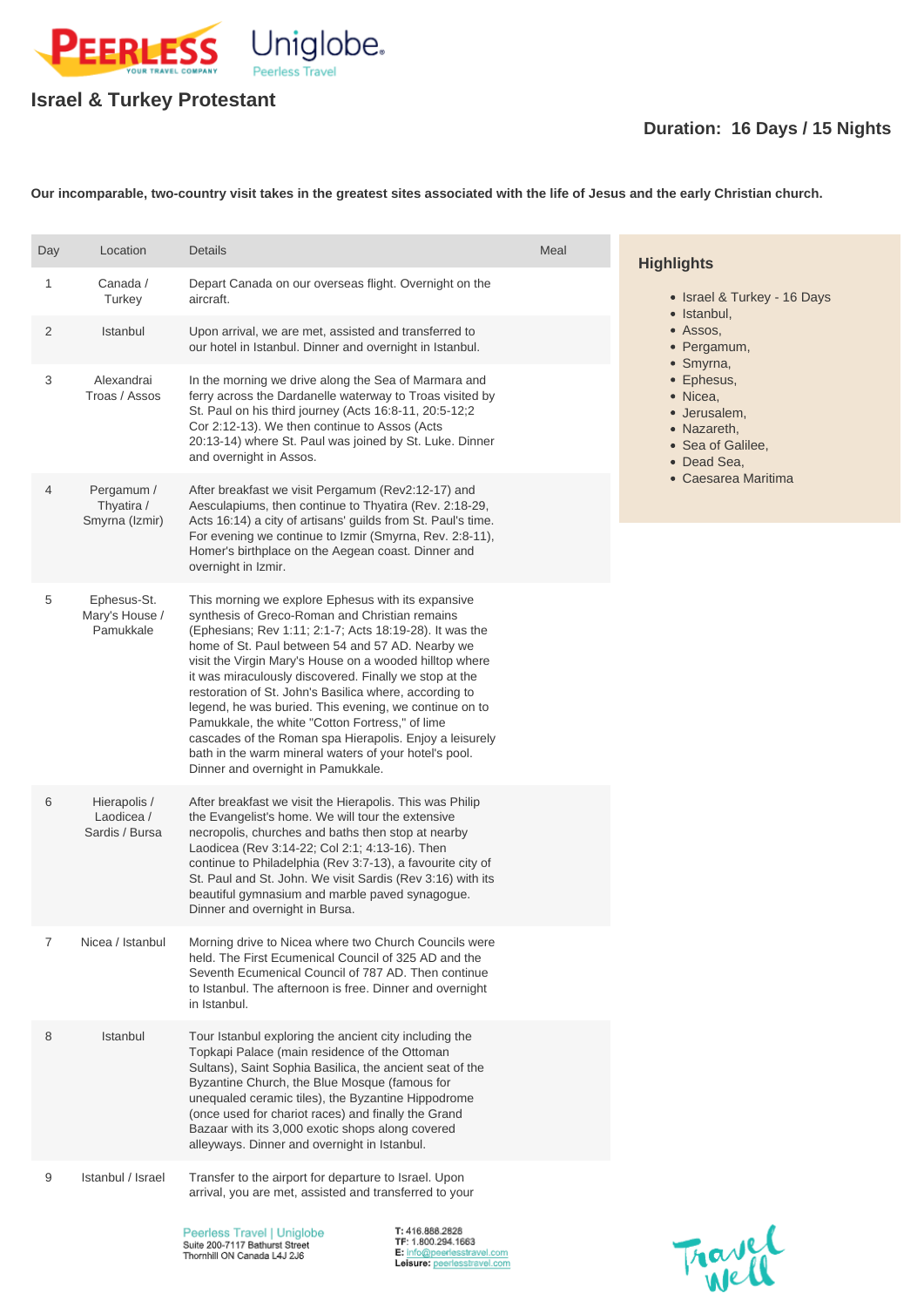# Israel & Turkey Protestant

**Duration: 16 Days / 15 Nights**

**Our incomparable, two-country visit takes in the greatest sites associated with the life of Jesus and the early Christian church.**

| Day | Location | Details | Meal |
|---|---|---|---|
| 1 | Canada / Turkey | Depart Canada on our overseas flight. Overnight on the aircraft. | |
| 2 | Istanbul | Upon arrival, we are met, assisted and transferred to our hotel in Istanbul. Dinner and overnight in Istanbul. | |
| 3 | Alexandrai Troas / Assos | In the morning we drive along the Sea of Marmara and ferry across the Dardanelle waterway to Troas visited by St. Paul on his third journey (Acts 16:8-11, 20:5-12;2 Cor 2:12-13). We then continue to Assos (Acts 20:13-14) where St. Paul was joined by St. Luke. Dinner and overnight in Assos. | |
| 4 | Pergamum / Thyatira / Smyrna (Izmir) | After breakfast we visit Pergamum (Rev2:12-17) and Aesculapiums, then continue to Thyatira (Rev. 2:18-29, Acts 16:14) a city of artisans' guilds from St. Paul's time. For evening we continue to Izmir (Smyrna, Rev. 2:8-11), Homer's birthplace on the Aegean coast. Dinner and overnight in Izmir. | |
| 5 | Ephesus-St. Mary's House / Pamukkale | This morning we explore Ephesus with its expansive synthesis of Greco-Roman and Christian remains (Ephesians; Rev 1:11; 2:1-7; Acts 18:19-28). It was the home of St. Paul between 54 and 57 AD. Nearby we visit the Virgin Mary's House on a wooded hilltop where it was miraculously discovered. Finally we stop at the restoration of St. John's Basilica where, according to legend, he was buried. This evening, we continue on to Pamukkale, the white "Cotton Fortress," of lime cascades of the Roman spa Hierapolis. Enjoy a leisurely bath in the warm mineral waters of your hotel's pool. Dinner and overnight in Pamukkale. | |
| 6 | Hierapolis / Laodicea / Sardis / Bursa | After breakfast we visit the Hierapolis. This was Philip the Evangelist's home. We will tour the extensive necropolis, churches and baths then stop at nearby Laodicea (Rev 3:14-22; Col 2:1; 4:13-16). Then continue to Philadelphia (Rev 3:7-13), a favourite city of St. Paul and St. John. We visit Sardis (Rev 3:16) with its beautiful gymnasium and marble paved synagogue. Dinner and overnight in Bursa. | |
| 7 | Nicea / Istanbul | Morning drive to Nicea where two Church Councils were held. The First Ecumenical Council of 325 AD and the Seventh Ecumenical Council of 787 AD. Then continue to Istanbul. The afternoon is free. Dinner and overnight in Istanbul. | |
| 8 | Istanbul | Tour Istanbul exploring the ancient city including the Topkapi Palace (main residence of the Ottoman Sultans), Saint Sophia Basilica, the ancient seat of the Byzantine Church, the Blue Mosque (famous for unequaled ceramic tiles), the Byzantine Hippodrome (once used for chariot races) and finally the Grand Bazaar with its 3,000 exotic shops along covered alleyways. Dinner and overnight in Istanbul. | |
| 9 | Istanbul / Israel | Transfer to the airport for departure to Israel. Upon arrival, you are met, assisted and transferred to your | |

### Highlights

- Israel & Turkey - 16 Days
- Istanbul,
- Assos,
- Pergamum,
- Smyrna,
- Ephesus,
- Nicea,
- Jerusalem,
- Nazareth,
- Sea of Galilee,
- Dead Sea,
- Caesarea Maritima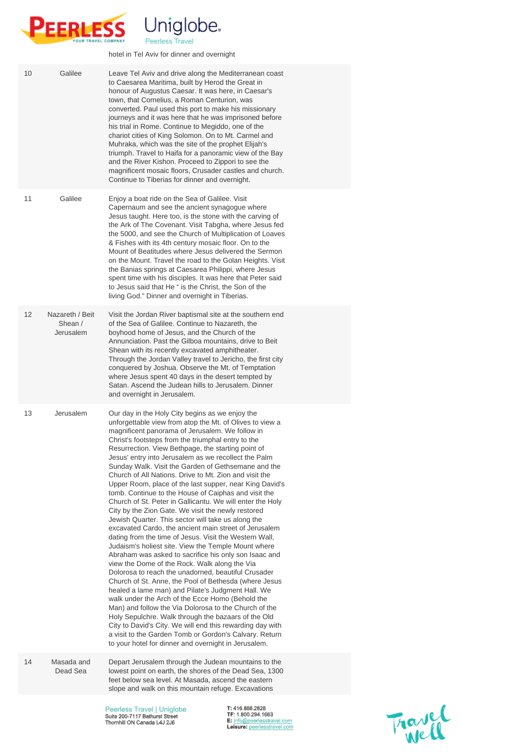| | | hotel in Tel Aviv for dinner and overnight |
|---|---|---|
| 10 | Galilee | Leave Tel Aviv and drive along the Mediterranean coast to Caesarea Maritima, built by Herod the Great in honour of Augustus Caesar. It was here, in Caesar's town, that Cornelius, a Roman Centurion, was converted. Paul used this port to make his missionary journeys and it was here that he was imprisoned before his trial in Rome. Continue to Megiddo, one of the chariot cities of King Solomon. On to Mt. Carmel and Muhraka, which was the site of the prophet Elijah's triumph. Travel to Haifa for a panoramic view of the Bay and the River Kishon. Proceed to Zippori to see the magnificent mosaic floors, Crusader castles and church. Continue to Tiberias for dinner and overnight. |
| 11 | Galilee | Enjoy a boat ride on the Sea of Galilee. Visit Capernaum and see the ancient synagogue where Jesus taught. Here too, is the stone with the carving of the Ark of The Covenant. Visit Tabgha, where Jesus fed the 5000, and see the Church of Multiplication of Loaves & Fishes with its 4th century mosaic floor. On to the Mount of Beatitudes where Jesus delivered the Sermon on the Mount. Travel the road to the Golan Heights. Visit the Banias springs at Caesarea Philippi, where Jesus spent time with his disciples. It was here that Peter said to Jesus said that He " is the Christ, the Son of the living God." Dinner and overnight in Tiberias. |
| 12 | Nazareth / Beit Shean / Jerusalem | Visit the Jordan River baptismal site at the southern end of the Sea of Galilee. Continue to Nazareth, the boyhood home of Jesus, and the Church of the Annunciation. Past the Gilboa mountains, drive to Beit Shean with its recently excavated amphitheater. Through the Jordan Valley travel to Jericho, the first city conquered by Joshua. Observe the Mt. of Temptation where Jesus spent 40 days in the desert tempted by Satan. Ascend the Judean hills to Jerusalem. Dinner and overnight in Jerusalem. |
| 13 | Jerusalem | Our day in the Holy City begins as we enjoy the unforgettable view from atop the Mt. of Olives to view a magnificent panorama of Jerusalem. We follow in Christ's footsteps from the triumphal entry to the Resurrection. View Bethpage, the starting point of Jesus' entry into Jerusalem as we recollect the Palm Sunday Walk. Visit the Garden of Gethsemane and the Church of All Nations. Drive to Mt. Zion and visit the Upper Room, place of the last supper, near King David's tomb. Continue to the House of Caiphas and visit the Church of St. Peter in Gallicantu. We will enter the Holy City by the Zion Gate. We visit the newly restored Jewish Quarter. This sector will take us along the excavated Cardo, the ancient main street of Jerusalem dating from the time of Jesus. Visit the Western Wall, Judaism's holiest site. View the Temple Mount where Abraham was asked to sacrifice his only son Isaac and view the Dome of the Rock. Walk along the Via Dolorosa to reach the unadorned, beautiful Crusader Church of St. Anne, the Pool of Bethesda (where Jesus healed a lame man) and Pilate's Judgment Hall. We walk under the Arch of the Ecce Homo (Behold the Man) and follow the Via Dolorosa to the Church of the Holy Sepulchre. Walk through the bazaars of the Old City to David's City. We will end this rewarding day with a visit to the Garden Tomb or Gordon's Calvary. Return to your hotel for dinner and overnight in Jerusalem. |
| 14 | Masada and Dead Sea | Depart Jerusalem through the Judean mountains to the lowest point on earth, the shores of the Dead Sea, 1300 feet below sea level. At Masada, ascend the eastern slope and walk on this mountain refuge. Excavations |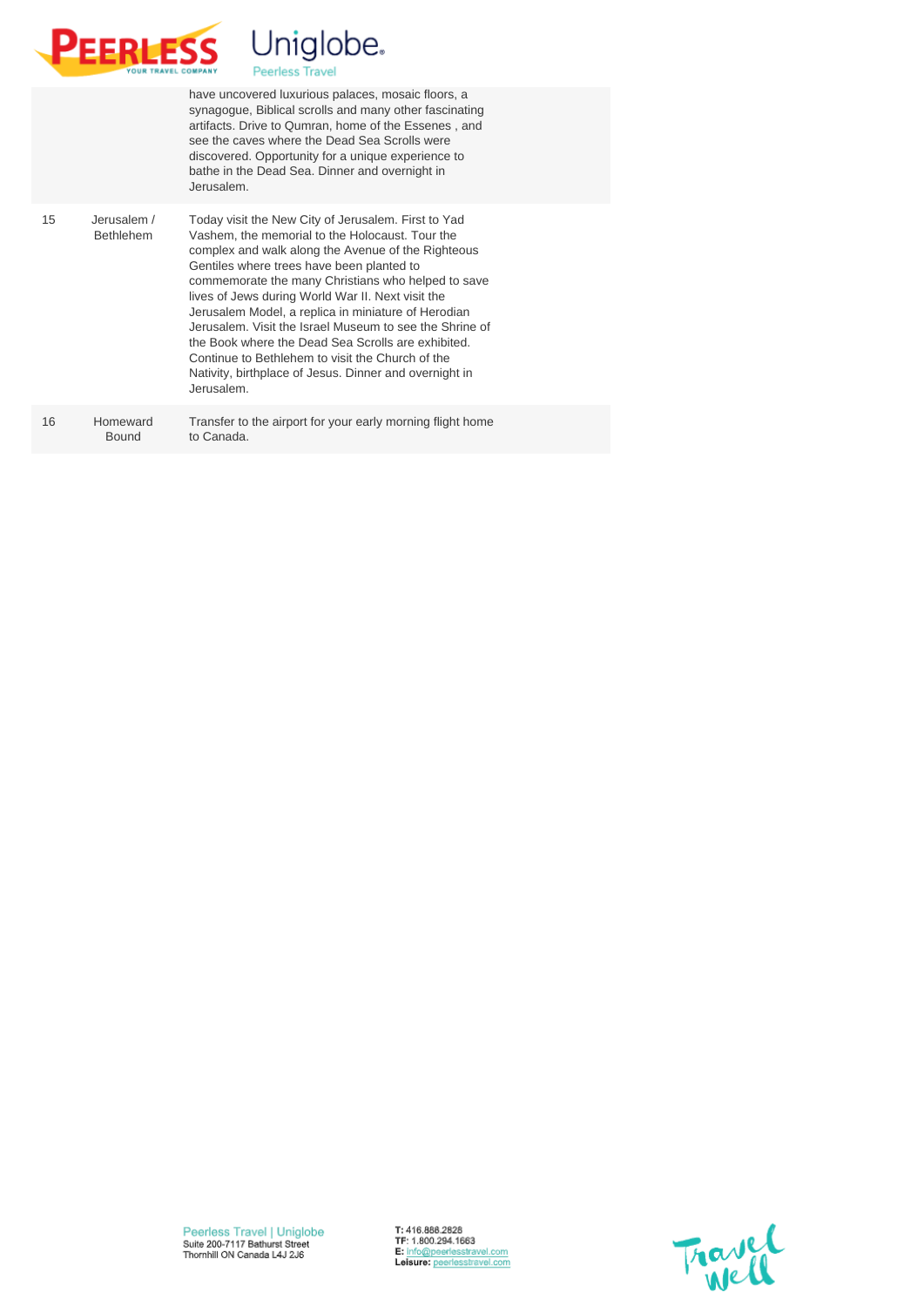| | | |
|---|---|---|
| | | have uncovered luxurious palaces, mosaic floors, a synagogue, Biblical scrolls and many other fascinating artifacts. Drive to Qumran, home of the Essenes , and see the caves where the Dead Sea Scrolls were discovered. Opportunity for a unique experience to bathe in the Dead Sea. Dinner and overnight in Jerusalem. |
| 15 | Jerusalem / Bethlehem | Today visit the New City of Jerusalem. First to Yad Vashem, the memorial to the Holocaust. Tour the complex and walk along the Avenue of the Righteous Gentiles where trees have been planted to commemorate the many Christians who helped to save lives of Jews during World War II. Next visit the Jerusalem Model, a replica in miniature of Herodian Jerusalem. Visit the Israel Museum to see the Shrine of the Book where the Dead Sea Scrolls are exhibited. Continue to Bethlehem to visit the Church of the Nativity, birthplace of Jesus. Dinner and overnight in Jerusalem. |
| 16 | Homeward Bound | Transfer to the airport for your early morning flight home to Canada. |